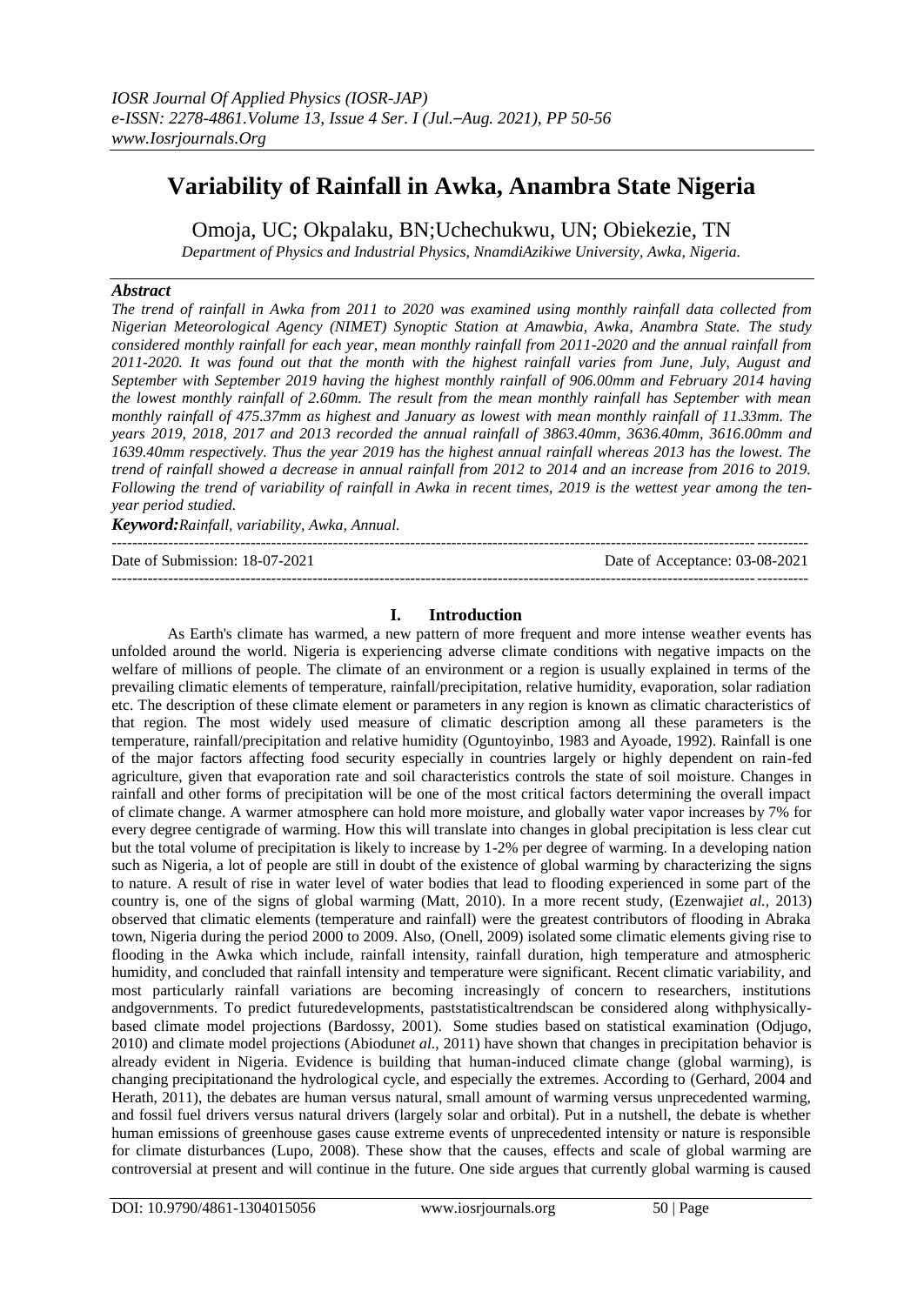# Variability of Rainfall in Awka, Anambra State Nigeria

Omoja, UC; Okpalaku, BN;Uchechukwu, UN; Obiekezie, TN

*Department of Physics and Industrial Physics, NnamdiAzikiwe University, Awka, Nigeria.*

## *Abstract*

*The trend of rainfall in Awka from 2011 to 2020 was examined using monthly rainfall data collected from Nigerian Meteorological Agency (NIMET) Synoptic Station at Amawbia, Awka, Anambra State. The study considered monthly rainfall for each year, mean monthly rainfall from 2011-2020 and the annual rainfall from 2011-2020. It was found out that the month with the highest rainfall varies from June, July, August and September with September 2019 having the highest monthly rainfall of 906.00mm and February 2014 having the lowest monthly rainfall of 2.60mm. The result from the mean monthly rainfall has September with mean monthly rainfall of 475.37mm as highest and January as lowest with mean monthly rainfall of 11.33mm. The years 2019, 2018, 2017 and 2013 recorded the annual rainfall of 3863.40mm, 3636.40mm, 3616.00mm and 1639.40mm respectively. Thus the year 2019 has the highest annual rainfall whereas 2013 has the lowest. The trend of rainfall showed a decrease in annual rainfall from 2012 to 2014 and an increase from 2016 to 2019. Following the trend of variability of rainfall in Awka in recent times, 2019 is the wettest year among the ten-year period studied.*

***Keyword:****Rainfall, variability, Awka, Annual.*

---

Date of Submission: 18-07-2021 Date of Acceptance: 03-08-2021

---

## I. Introduction

As Earth's climate has warmed, a new pattern of more frequent and more intense weather events has unfolded around the world. Nigeria is experiencing adverse climate conditions with negative impacts on the welfare of millions of people. The climate of an environment or a region is usually explained in terms of the prevailing climatic elements of temperature, rainfall/precipitation, relative humidity, evaporation, solar radiation etc. The description of these climate element or parameters in any region is known as climatic characteristics of that region. The most widely used measure of climatic description among all these parameters is the temperature, rainfall/precipitation and relative humidity (Oguntoyinbo, 1983 and Ayoade, 1992). Rainfall is one of the major factors affecting food security especially in countries largely or highly dependent on rain-fed agriculture, given that evaporation rate and soil characteristics controls the state of soil moisture. Changes in rainfall and other forms of precipitation will be one of the most critical factors determining the overall impact of climate change. A warmer atmosphere can hold more moisture, and globally water vapor increases by 7% for every degree centigrade of warming. How this will translate into changes in global precipitation is less clear cut but the total volume of precipitation is likely to increase by 1-2% per degree of warming. In a developing nation such as Nigeria, a lot of people are still in doubt of the existence of global warming by characterizing the signs to nature. A result of rise in water level of water bodies that lead to flooding experienced in some part of the country is, one of the signs of global warming (Matt, 2010). In a more recent study, (Ezenwaji*et al.*, 2013) observed that climatic elements (temperature and rainfall) were the greatest contributors of flooding in Abraka town, Nigeria during the period 2000 to 2009. Also, (Onell, 2009) isolated some climatic elements giving rise to flooding in the Awka which include, rainfall intensity, rainfall duration, high temperature and atmospheric humidity, and concluded that rainfall intensity and temperature were significant. Recent climatic variability, and most particularly rainfall variations are becoming increasingly of concern to researchers, institutions andgovernments. To predict futuredevelopments, paststatisticaltrendscan be considered along withphysically-based climate model projections (Bardossy, 2001). Some studies based on statistical examination (Odjugo, 2010) and climate model projections (Abiodun*et al.*, 2011) have shown that changes in precipitation behavior is already evident in Nigeria. Evidence is building that human-induced climate change (global warming), is changing precipitationand the hydrological cycle, and especially the extremes. According to (Gerhard, 2004 and Herath, 2011), the debates are human versus natural, small amount of warming versus unprecedented warming, and fossil fuel drivers versus natural drivers (largely solar and orbital). Put in a nutshell, the debate is whether human emissions of greenhouse gases cause extreme events of unprecedented intensity or nature is responsible for climate disturbances (Lupo, 2008). These show that the causes, effects and scale of global warming are controversial at present and will continue in the future. One side argues that currently global warming is caused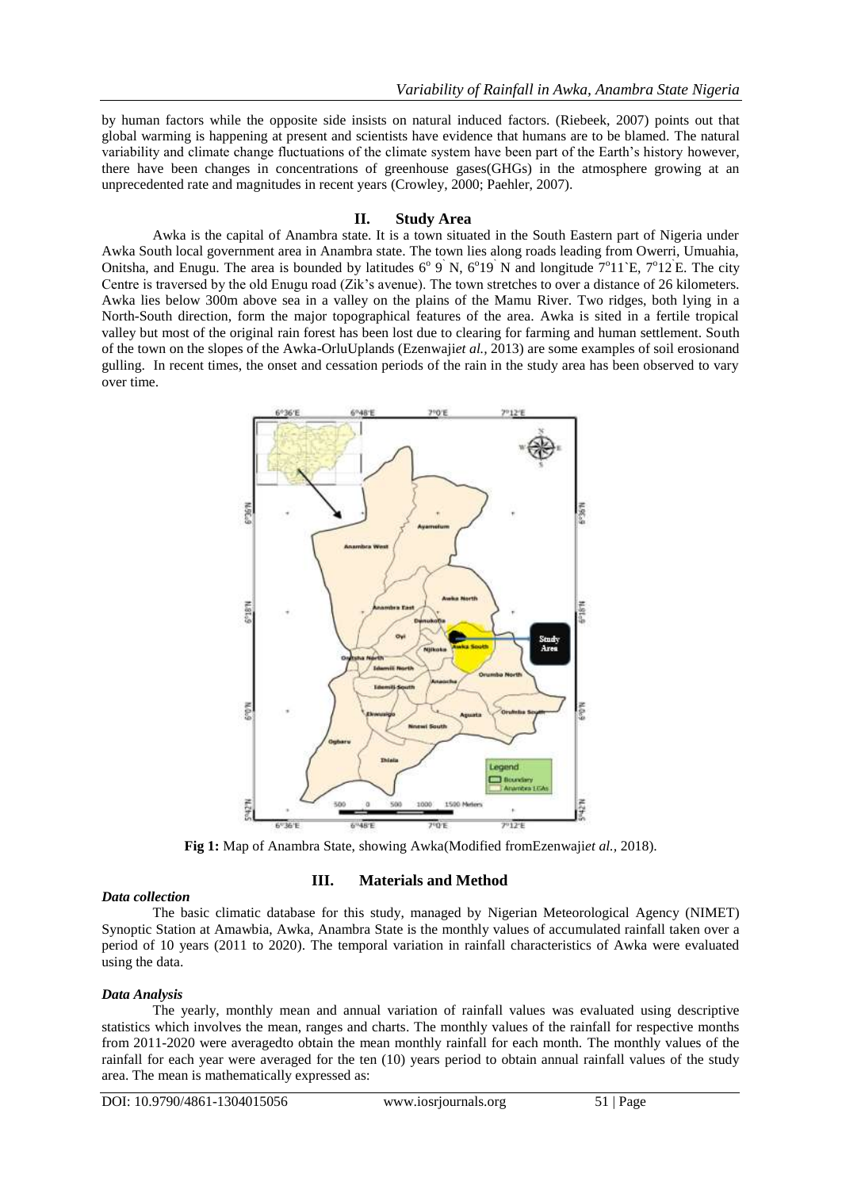by human factors while the opposite side insists on natural induced factors. (Riebeek, 2007) points out that global warming is happening at present and scientists have evidence that humans are to be blamed. The natural variability and climate change fluctuations of the climate system have been part of the Earth's history however, there have been changes in concentrations of greenhouse gases(GHGs) in the atmosphere growing at an unprecedented rate and magnitudes in recent years (Crowley, 2000; Paehler, 2007).

## II. Study Area

Awka is the capital of Anambra state. It is a town situated in the South Eastern part of Nigeria under Awka South local government area in Anambra state. The town lies along roads leading from Owerri, Umuahia, Onitsha, and Enugu. The area is bounded by latitudes $6^o$ 9΄ N, $6^o$19΄ N and longitude $7^o$11`E, $7^o$12΄E. The city Centre is traversed by the old Enugu road (Zik's avenue). The town stretches to over a distance of 26 kilometers. Awka lies below 300m above sea in a valley on the plains of the Mamu River. Two ridges, both lying in a North-South direction, form the major topographical features of the area. Awka is sited in a fertile tropical valley but most of the original rain forest has been lost due to clearing for farming and human settlement. South of the town on the slopes of the Awka-OrluUplands (Ezenwaji*et al.,* 2013) are some examples of soil erosionand gulling. In recent times, the onset and cessation periods of the rain in the study area has been observed to vary over time.

**Fig 1:** Map of Anambra State, showing Awka(Modified fromEzenwaji*et al.,* 2018).

## III. Materials and Method

### *Data collection*

The basic climatic database for this study, managed by Nigerian Meteorological Agency (NIMET) Synoptic Station at Amawbia, Awka, Anambra State is the monthly values of accumulated rainfall taken over a period of 10 years (2011 to 2020). The temporal variation in rainfall characteristics of Awka were evaluated using the data.

### *Data Analysis*

The yearly, monthly mean and annual variation of rainfall values was evaluated using descriptive statistics which involves the mean, ranges and charts. The monthly values of the rainfall for respective months from 2011-2020 were averagedto obtain the mean monthly rainfall for each month. The monthly values of the rainfall for each year were averaged for the ten (10) years period to obtain annual rainfall values of the study area. The mean is mathematically expressed as: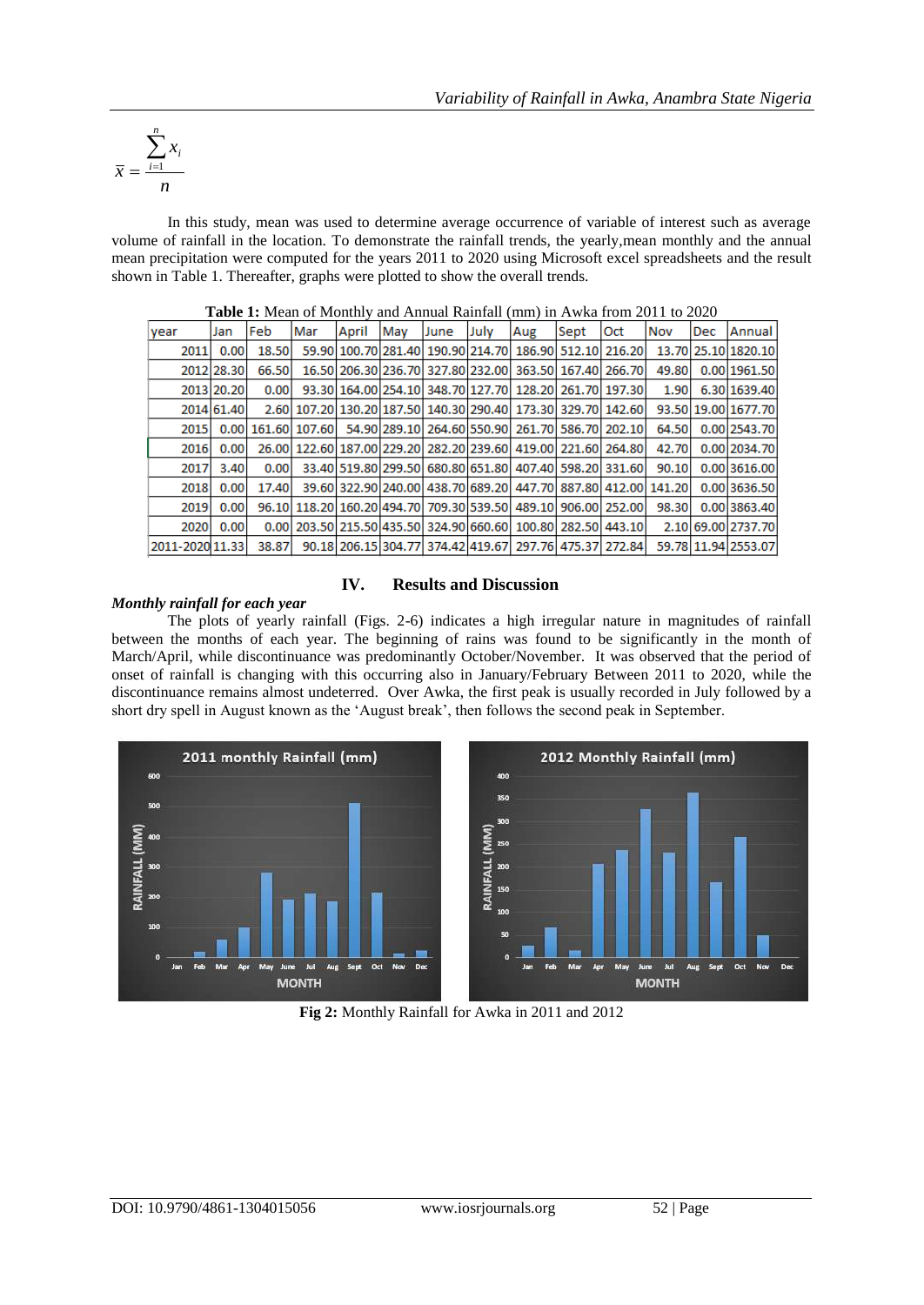$$\bar{x} = \frac{\sum_{i=1}^{n} x_i}{n}$$

In this study, mean was used to determine average occurrence of variable of interest such as average volume of rainfall in the location. To demonstrate the rainfall trends, the yearly,mean monthly and the annual mean precipitation were computed for the years 2011 to 2020 using Microsoft excel spreadsheets and the result shown in Table 1. Thereafter, graphs were plotted to show the overall trends.

**Table 1:** Mean of Monthly and Annual Rainfall (mm) in Awka from 2011 to 2020

| year | Jan | Feb | Mar | April | May | June | July | Aug | Sept | Oct | Nov | Dec | Annual |
|---|---|---|---|---|---|---|---|---|---|---|---|---|---|
| 2011 | 0.00 | 18.50 | 59.90 | 100.70 | 281.40 | 190.90 | 214.70 | 186.90 | 512.10 | 216.20 | 13.70 | 25.10 | 1820.10 |
| 2012 | 28.30 | 66.50 | 16.50 | 206.30 | 236.70 | 327.80 | 232.00 | 363.50 | 167.40 | 266.70 | 49.80 | 0.00 | 1961.50 |
| 2013 | 20.20 | 0.00 | 93.30 | 164.00 | 254.10 | 348.70 | 127.70 | 128.20 | 261.70 | 197.30 | 1.90 | 6.30 | 1639.40 |
| 2014 | 61.40 | 2.60 | 107.20 | 130.20 | 187.50 | 140.30 | 290.40 | 173.30 | 329.70 | 142.60 | 93.50 | 19.00 | 1677.70 |
| 2015 | 0.00 | 161.60 | 107.60 | 54.90 | 289.10 | 264.60 | 550.90 | 261.70 | 586.70 | 202.10 | 64.50 | 0.00 | 2543.70 |
| 2016 | 0.00 | 26.00 | 122.60 | 187.00 | 229.20 | 282.20 | 239.60 | 419.00 | 221.60 | 264.80 | 42.70 | 0.00 | 2034.70 |
| 2017 | 3.40 | 0.00 | 33.40 | 519.80 | 299.50 | 680.80 | 651.80 | 407.40 | 598.20 | 331.60 | 90.10 | 0.00 | 3616.00 |
| 2018 | 0.00 | 17.40 | 39.60 | 322.90 | 240.00 | 438.70 | 689.20 | 447.70 | 887.80 | 412.00 | 141.20 | 0.00 | 3636.50 |
| 2019 | 0.00 | 96.10 | 118.20 | 160.20 | 494.70 | 709.30 | 539.50 | 489.10 | 906.00 | 252.00 | 98.30 | 0.00 | 3863.40 |
| 2020 | 0.00 | 0.00 | 203.50 | 215.50 | 435.50 | 324.90 | 660.60 | 100.80 | 282.50 | 443.10 | 2.10 | 69.00 | 2737.70 |
| 2011-2020 | 11.33 | 38.87 | 90.18 | 206.15 | 304.77 | 374.42 | 419.67 | 297.76 | 475.37 | 272.84 | 59.78 | 11.94 | 2553.07 |

## IV. Results and Discussion

### *Monthly rainfall for each year*

The plots of yearly rainfall (Figs. 2-6) indicates a high irregular nature in magnitudes of rainfall between the months of each year. The beginning of rains was found to be significantly in the month of March/April, while discontinuance was predominantly October/November. It was observed that the period of onset of rainfall is changing with this occurring also in January/February Between 2011 to 2020, while the discontinuance remains almost undeterred. Over Awka, the first peak is usually recorded in July followed by a short dry spell in August known as the 'August break', then follows the second peak in September.

**Fig 2:** Monthly Rainfall for Awka in 2011 and 2012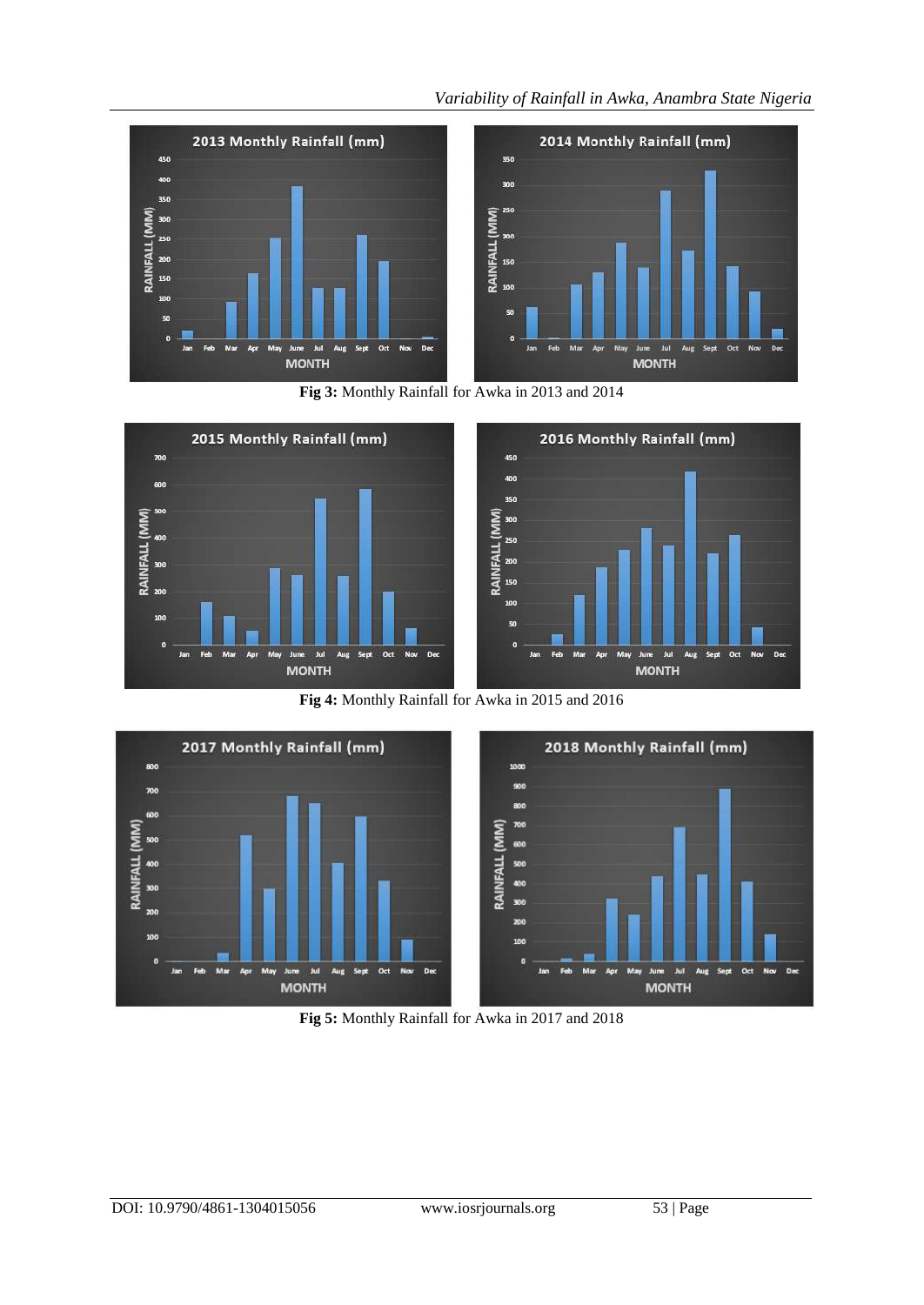**Fig 3:** Monthly Rainfall for Awka in 2013 and 2014

**Fig 4:** Monthly Rainfall for Awka in 2015 and 2016

**Fig 5:** Monthly Rainfall for Awka in 2017 and 2018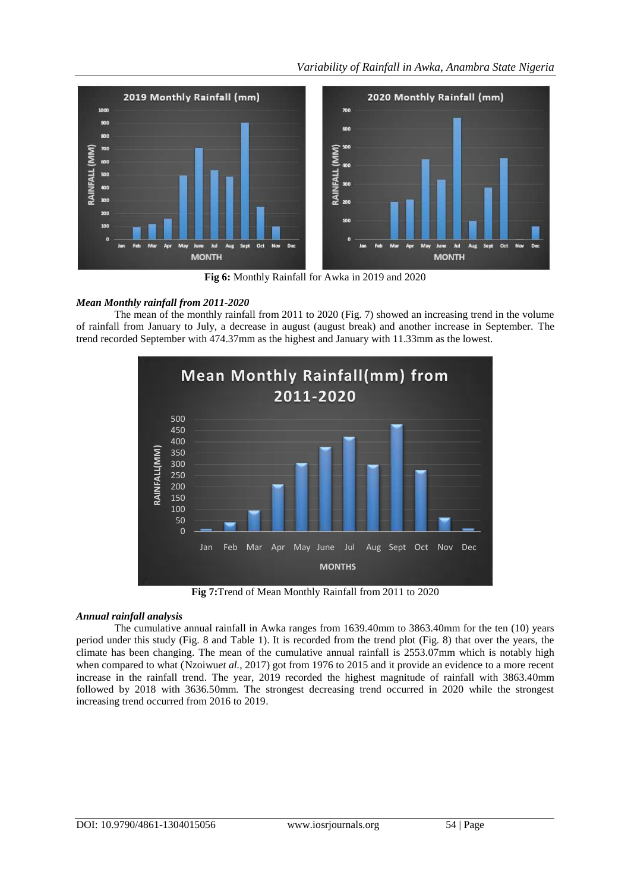Fig 6: Monthly Rainfall for Awka in 2019 and 2020

### *Mean Monthly rainfall from 2011-2020*

The mean of the monthly rainfall from 2011 to 2020 (Fig. 7) showed an increasing trend in the volume of rainfall from January to July, a decrease in august (august break) and another increase in September. The trend recorded September with 474.37mm as the highest and January with 11.33mm as the lowest.

**Fig 7:** Trend of Mean Monthly Rainfall from 2011 to 2020

### *Annual rainfall analysis*

The cumulative annual rainfall in Awka ranges from 1639.40mm to 3863.40mm for the ten (10) years period under this study (Fig. 8 and Table 1). It is recorded from the trend plot (Fig. 8) that over the years, the climate has been changing. The mean of the cumulative annual rainfall is 2553.07mm which is notably high when compared to what (Nzoiwu*et al.*, 2017) got from 1976 to 2015 and it provide an evidence to a more recent increase in the rainfall trend. The year, 2019 recorded the highest magnitude of rainfall with 3863.40mm followed by 2018 with 3636.50mm. The strongest decreasing trend occurred in 2020 while the strongest increasing trend occurred from 2016 to 2019.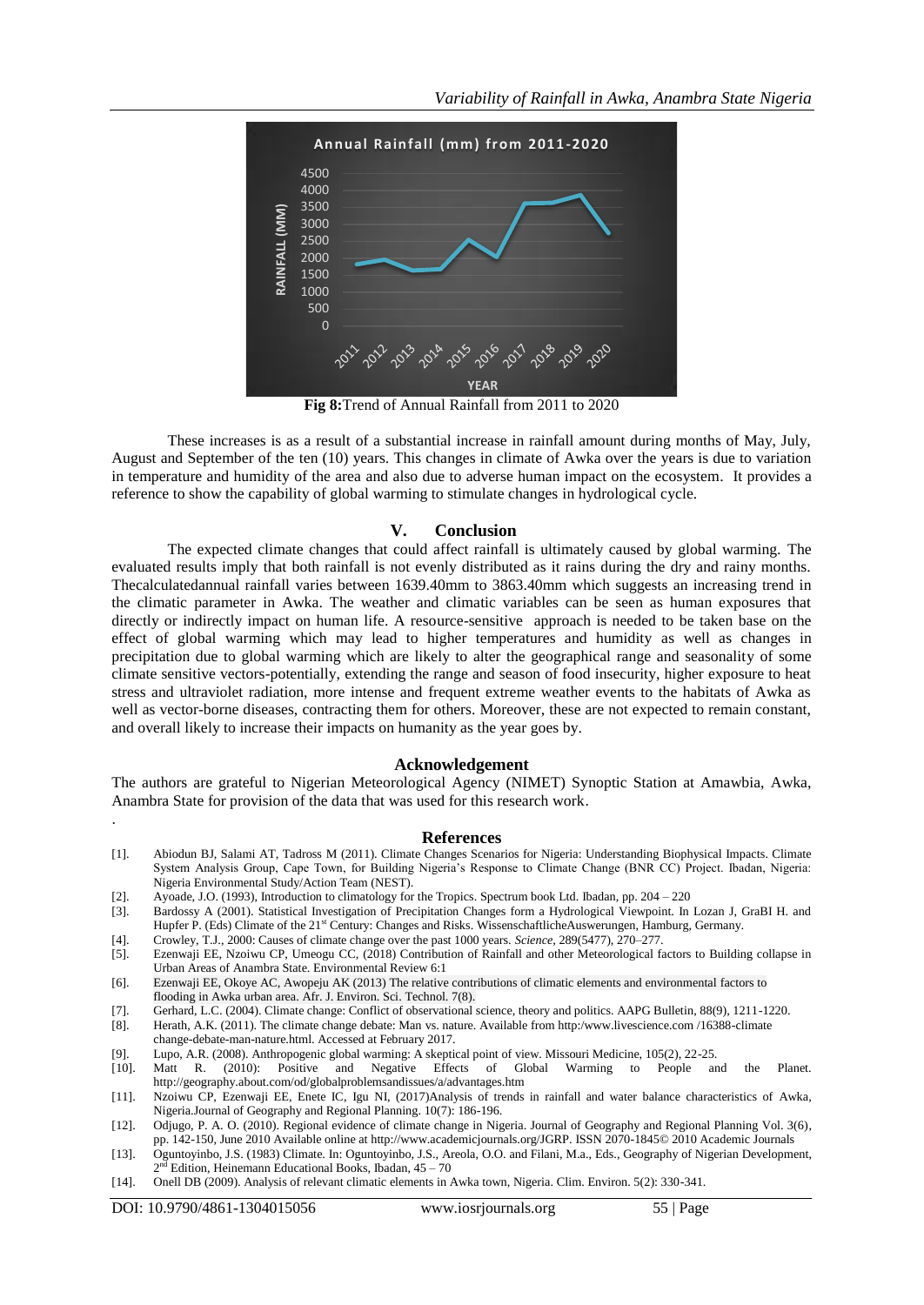**Fig 8:**Trend of Annual Rainfall from 2011 to 2020

These increases is as a result of a substantial increase in rainfall amount during months of May, July, August and September of the ten (10) years. This changes in climate of Awka over the years is due to variation in temperature and humidity of the area and also due to adverse human impact on the ecosystem. It provides a reference to show the capability of global warming to stimulate changes in hydrological cycle.

## V. Conclusion

The expected climate changes that could affect rainfall is ultimately caused by global warming. The evaluated results imply that both rainfall is not evenly distributed as it rains during the dry and rainy months. Thecalculatedannual rainfall varies between 1639.40mm to 3863.40mm which suggests an increasing trend in the climatic parameter in Awka. The weather and climatic variables can be seen as human exposures that directly or indirectly impact on human life. A resource-sensitive approach is needed to be taken base on the effect of global warming which may lead to higher temperatures and humidity as well as changes in precipitation due to global warming which are likely to alter the geographical range and seasonality of some climate sensitive vectors-potentially, extending the range and season of food insecurity, higher exposure to heat stress and ultraviolet radiation, more intense and frequent extreme weather events to the habitats of Awka as well as vector-borne diseases, contracting them for others. Moreover, these are not expected to remain constant, and overall likely to increase their impacts on humanity as the year goes by.

## Acknowledgement

The authors are grateful to Nigerian Meteorological Agency (NIMET) Synoptic Station at Amawbia, Awka, Anambra State for provision of the data that was used for this research work.

## References

[1]. Abiodun BJ, Salami AT, Tadross M (2011). Climate Changes Scenarios for Nigeria: Understanding Biophysical Impacts. Climate System Analysis Group, Cape Town, for Building Nigeria's Response to Climate Change (BNR CC) Project. Ibadan, Nigeria: Nigeria Environmental Study/Action Team (NEST).

[2]. Ayoade, J.O. (1993), Introduction to climatology for the Tropics. Spectrum book Ltd. Ibadan, pp. 204 – 220

[3]. Bardossy A (2001). Statistical Investigation of Precipitation Changes form a Hydrological Viewpoint. In Lozan J, GraBI H. and Hupfer P. (Eds) Climate of the 21st Century: Changes and Risks. WissenschaftlicheAuswerungen, Hamburg, Germany.

[4]. Crowley, T.J., 2000: Causes of climate change over the past 1000 years. *Science*, 289(5477), 270–277.

[5]. Ezenwaji EE, Nzoiwu CP, Umeogu CC, (2018) Contribution of Rainfall and other Meteorological factors to Building collapse in Urban Areas of Anambra State. Environmental Review 6:1

[6]. Ezenwaji EE, Okoye AC, Awopeju AK (2013) The relative contributions of climatic elements and environmental factors to flooding in Awka urban area. Afr. J. Environ. Sci. Technol. 7(8).

[7]. Gerhard, L.C. (2004). Climate change: Conflict of observational science, theory and politics. AAPG Bulletin, 88(9), 1211-1220.

[8]. Herath, A.K. (2011). The climate change debate: Man vs. nature. Available from http:/www.livescience.com /16388-climate change-debate-man-nature.html. Accessed at February 2017.

[9]. Lupo, A.R. (2008). Anthropogenic global warming: A skeptical point of view. Missouri Medicine, 105(2), 22-25.

[10]. Matt R. (2010): Positive and Negative Effects of Global Warming to People and the Planet. http://geography.about.com/od/globalproblemsandissues/a/advantages.htm

[11]. Nzoiwu CP, Ezenwaji EE, Enete IC, Igu NI, (2017)Analysis of trends in rainfall and water balance characteristics of Awka, Nigeria.Journal of Geography and Regional Planning. 10(7): 186-196.

[12]. Odjugo, P. A. O. (2010). Regional evidence of climate change in Nigeria. Journal of Geography and Regional Planning Vol. 3(6), pp. 142-150, June 2010 Available online at http://www.academicjournals.org/JGRP. ISSN 2070-1845© 2010 Academic Journals

[13]. Oguntoyinbo, J.S. (1983) Climate. In: Oguntoyinbo, J.S., Areola, O.O. and Filani, M.a., Eds., Geography of Nigerian Development, 2nd Edition, Heinemann Educational Books, Ibadan, 45 – 70

[14]. Onell DB (2009). Analysis of relevant climatic elements in Awka town, Nigeria. Clim. Environ. 5(2): 330-341.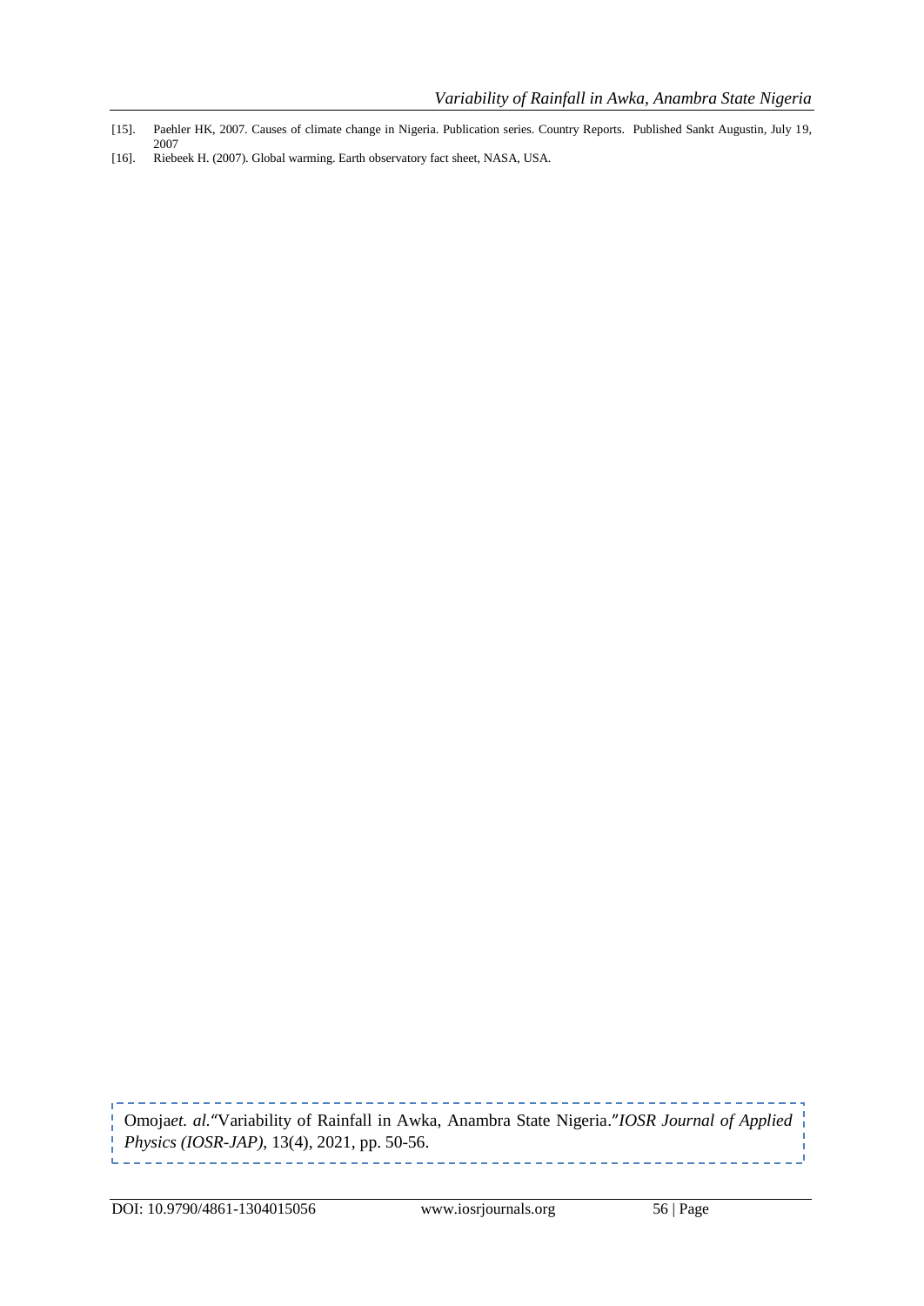[15]. Paehler HK, 2007. Causes of climate change in Nigeria. Publication series. Country Reports. Published Sankt Augustin, July 19, 2007

[16]. Riebeek H. (2007). Global warming. Earth observatory fact sheet, NASA, USA.

Omoja*et. al.*"Variability of Rainfall in Awka, Anambra State Nigeria."*IOSR Journal of Applied Physics (IOSR-JAP)*, 13(4), 2021, pp. 50-56.